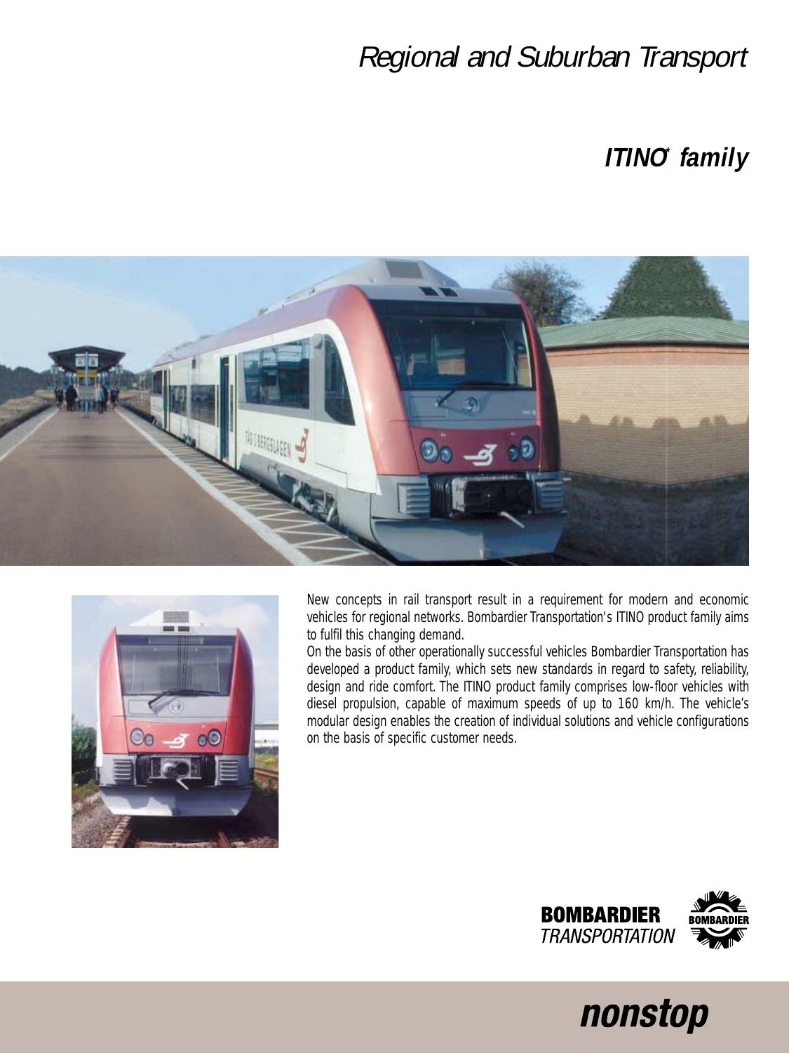# Regional and Suburban Transport

## ITINO* family

New concepts in rail transport result in a requirement for modern and economic vehicles for regional networks. Bombardier Transportation's ITINO product family aims to fulfil this changing demand.

On the basis of other operationally successful vehicles Bombardier Transportation has developed a product family, which sets new standards in regard to safety, reliability, design and ride comfort. The ITINO product family comprises low-floor vehicles with diesel propulsion, capable of maximum speeds of up to 160 km/h. The vehicle's modular design enables the creation of individual solutions and vehicle configurations on the basis of specific customer needs.

BOMBARDIER TRANSPORTATION

nonstop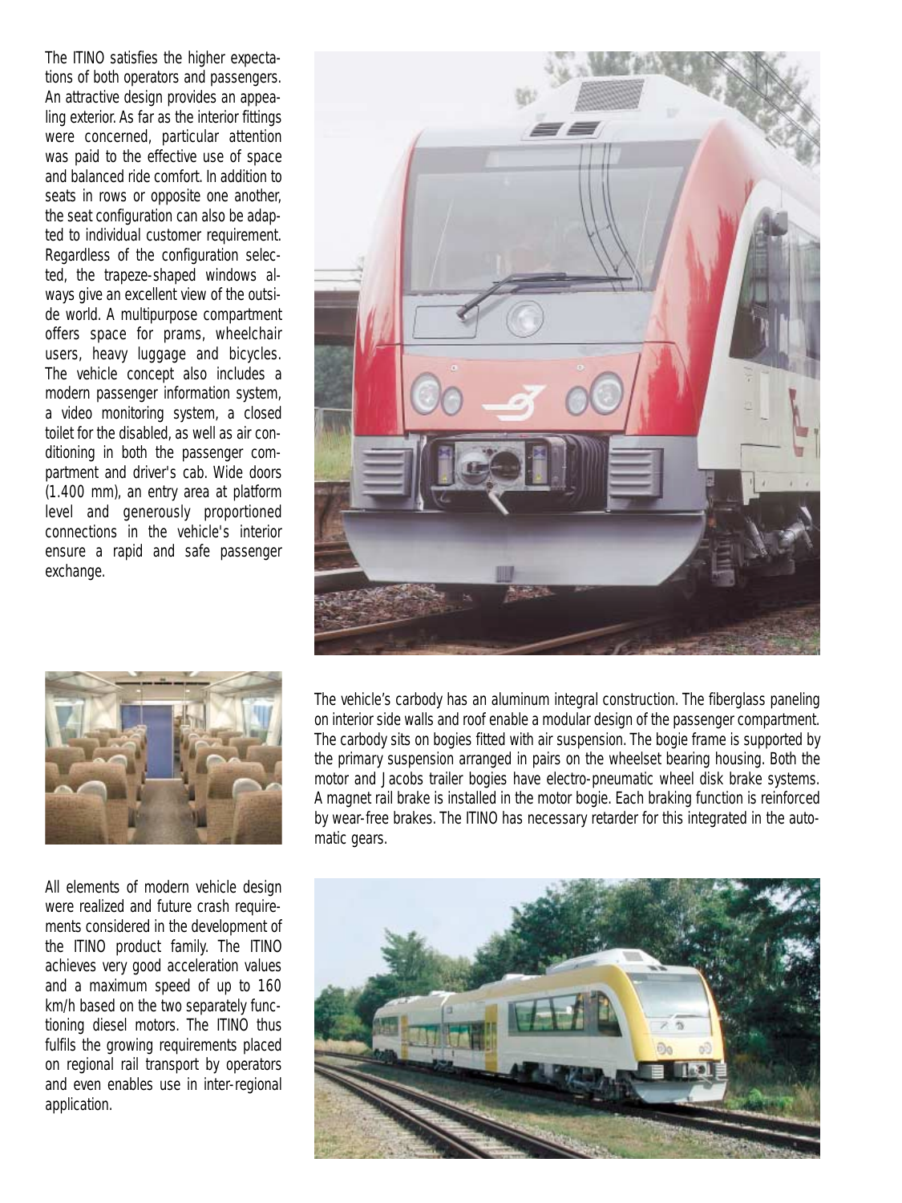The ITINO satisfies the higher expectations of both operators and passengers. An attractive design provides an appealing exterior. As far as the interior fittings were concerned, particular attention was paid to the effective use of space and balanced ride comfort. In addition to seats in rows or opposite one another, the seat configuration can also be adapted to individual customer requirement. Regardless of the configuration selected, the trapeze-shaped windows always give an excellent view of the outside world. A multipurpose compartment offers space for prams, wheelchair users, heavy luggage and bicycles. The vehicle concept also includes a modern passenger information system, a video monitoring system, a closed toilet for the disabled, as well as air conditioning in both the passenger compartment and driver's cab. Wide doors (1.400 mm), an entry area at platform level and generously proportioned connections in the vehicle's interior ensure a rapid and safe passenger exchange.

The vehicle's carbody has an aluminum integral construction. The fiberglass paneling on interior side walls and roof enable a modular design of the passenger compartment. The carbody sits on bogies fitted with air suspension. The bogie frame is supported by the primary suspension arranged in pairs on the wheelset bearing housing. Both the motor and Jacobs trailer bogies have electro-pneumatic wheel disk brake systems. A magnet rail brake is installed in the motor bogie. Each braking function is reinforced by wear-free brakes. The ITINO has necessary retarder for this integrated in the automatic gears.

All elements of modern vehicle design were realized and future crash requirements considered in the development of the ITINO product family. The ITINO achieves very good acceleration values and a maximum speed of up to 160 km/h based on the two separately functioning diesel motors. The ITINO thus fulfils the growing requirements placed on regional rail transport by operators and even enables use in inter-regional application.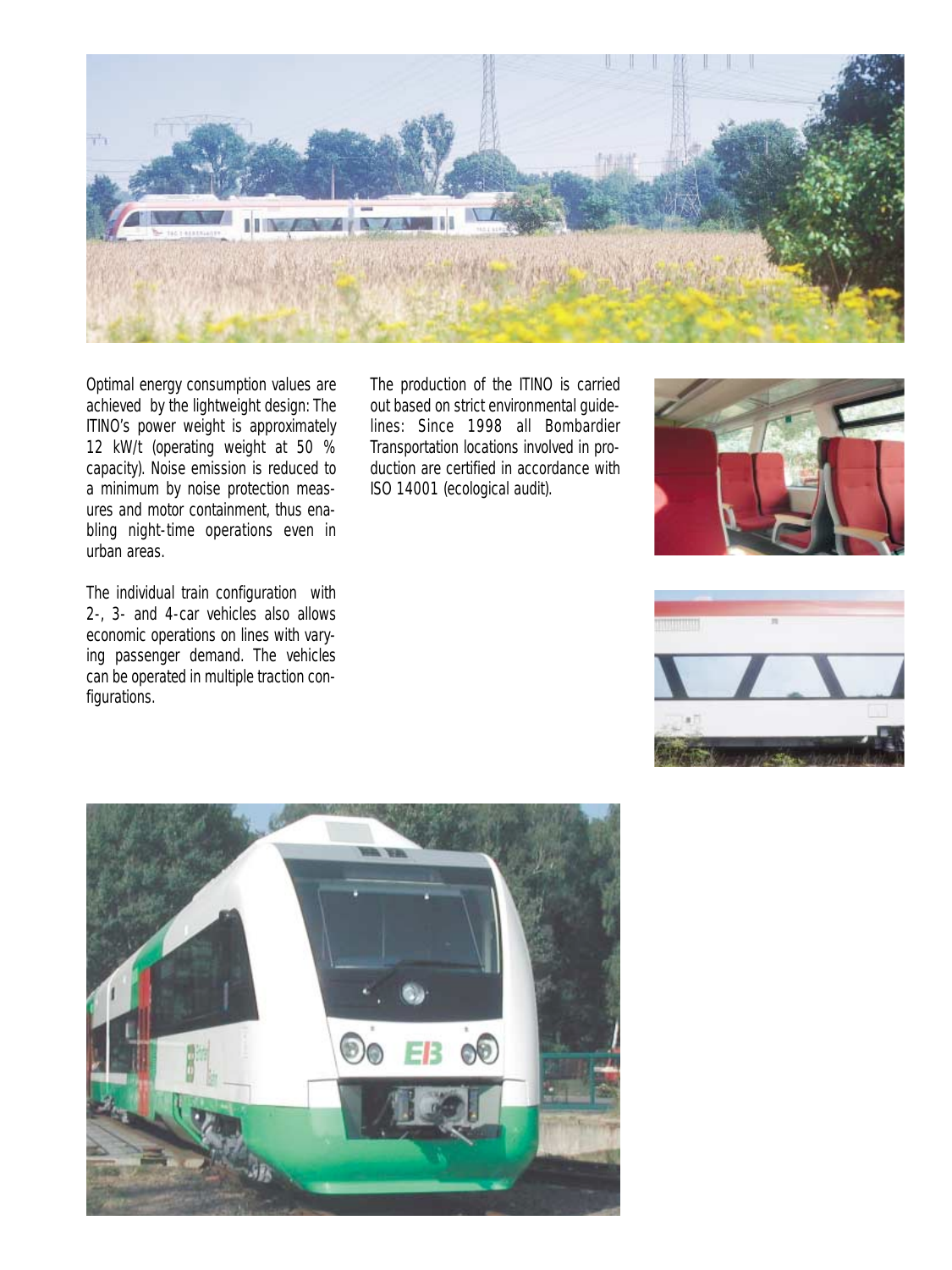Optimal energy consumption values are achieved by the lightweight design: The ITINO's power weight is approximately 12 kW/t (operating weight at 50 % capacity). Noise emission is reduced to a minimum by noise protection measures and motor containment, thus enabling night-time operations even in urban areas.

The individual train configuration with 2-, 3- and 4-car vehicles also allows economic operations on lines with varying passenger demand. The vehicles can be operated in multiple traction configurations.

The production of the ITINO is carried out based on strict environmental guidelines: Since 1998 all Bombardier Transportation locations involved in production are certified in accordance with ISO 14001 (ecological audit).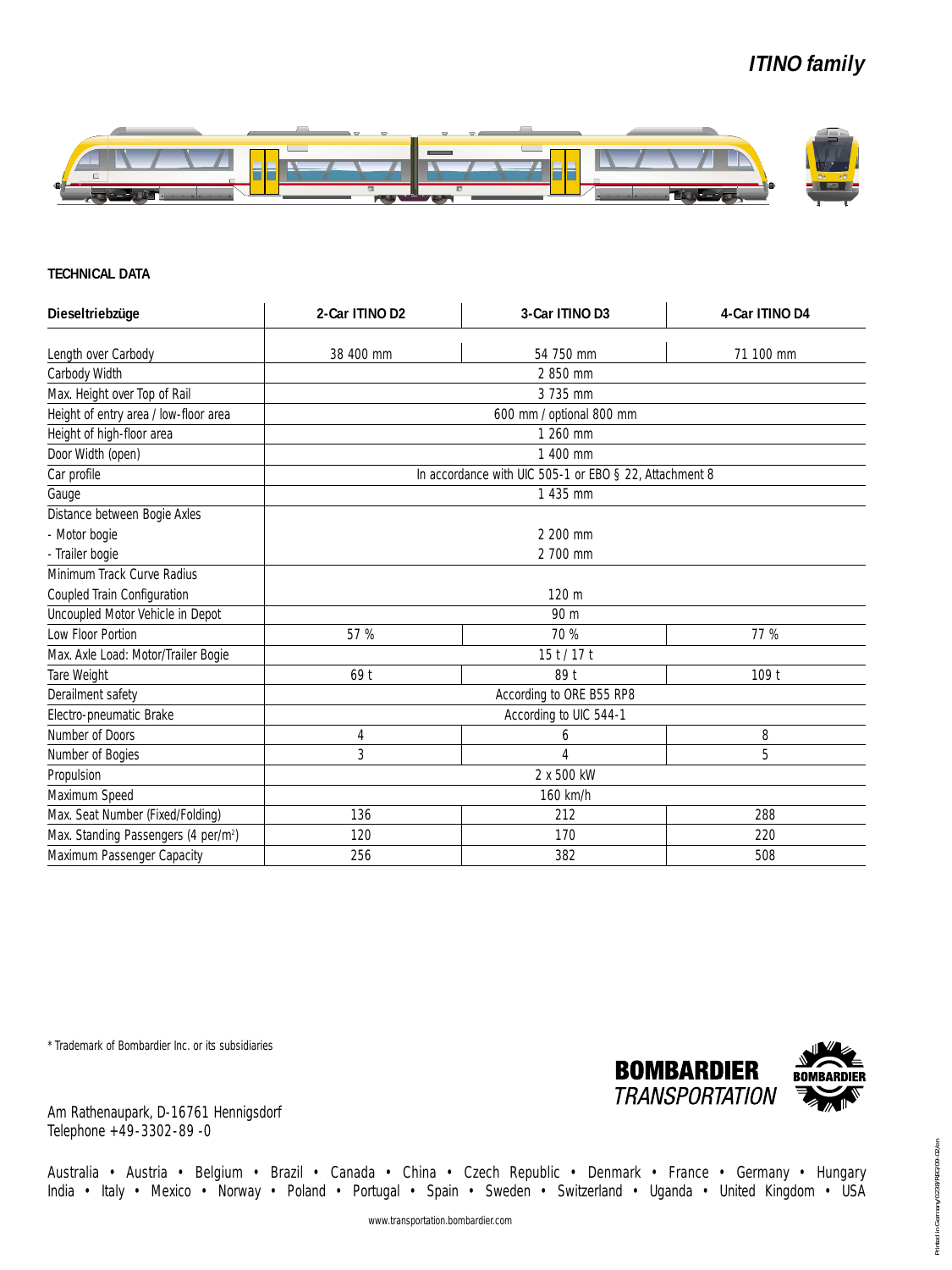# ITINO family

## TECHNICAL DATA

| Dieseltriebzüge | 2-Car ITINO D2 | 3-Car ITINO D3 | 4-Car ITINO D4 |
|---|---|---|---|
| Length over Carbody | 38 400 mm | 54 750 mm | 71 100 mm |
| Carbody Width | 2 850 mm | | |
| Max. Height over Top of Rail | 3 735 mm | | |
| Height of entry area / low-floor area | 600 mm / optional 800 mm | | |
| Height of high-floor area | 1 260 mm | | |
| Door Width (open) | 1 400 mm | | |
| Car profile | In accordance with UIC 505-1 or EBO § 22, Attachment 8 | | |
| Gauge | 1 435 mm | | |
| Distance between Bogie Axles | | | |
| - Motor bogie | 2 200 mm | | |
| - Trailer bogie | 2 700 mm | | |
| Minimum Track Curve Radius | | | |
| Coupled Train Configuration | 120 m | | |
| Uncoupled Motor Vehicle in Depot | 90 m | | |
| Low Floor Portion | 57 % | 70 % | 77 % |
| Max. Axle Load: Motor/Trailer Bogie | 15 t / 17 t | | |
| Tare Weight | 69 t | 89 t | 109 t |
| Derailment safety | According to ORE B55 RP8 | | |
| Electro-pneumatic Brake | According to UIC 544-1 | | |
| Number of Doors | 4 | 6 | 8 |
| Number of Bogies | 3 | 4 | 5 |
| Propulsion | 2 x 500 kW | | |
| Maximum Speed | 160 km/h | | |
| Max. Seat Number (Fixed/Folding) | 136 | 212 | 288 |
| Max. Standing Passengers (4 per/m²) | 120 | 170 | 220 |
| Maximum Passenger Capacity | 256 | 382 | 508 |

* Trademark of Bombardier Inc. or its subsidiaries

BOMBARDIER TRANSPORTATION

Am Rathenaupark, D-16761 Hennigsdorf
Telephone +49-3302-89 -0

Australia • Austria • Belgium • Brazil • Canada • China • Czech Republic • Denmark • France • Germany • Hungary
India • Italy • Mexico • Norway • Poland • Portugal • Spain • Sweden • Switzerland • Uganda • United Kingdom • USA

www.transportation.bombardier.com